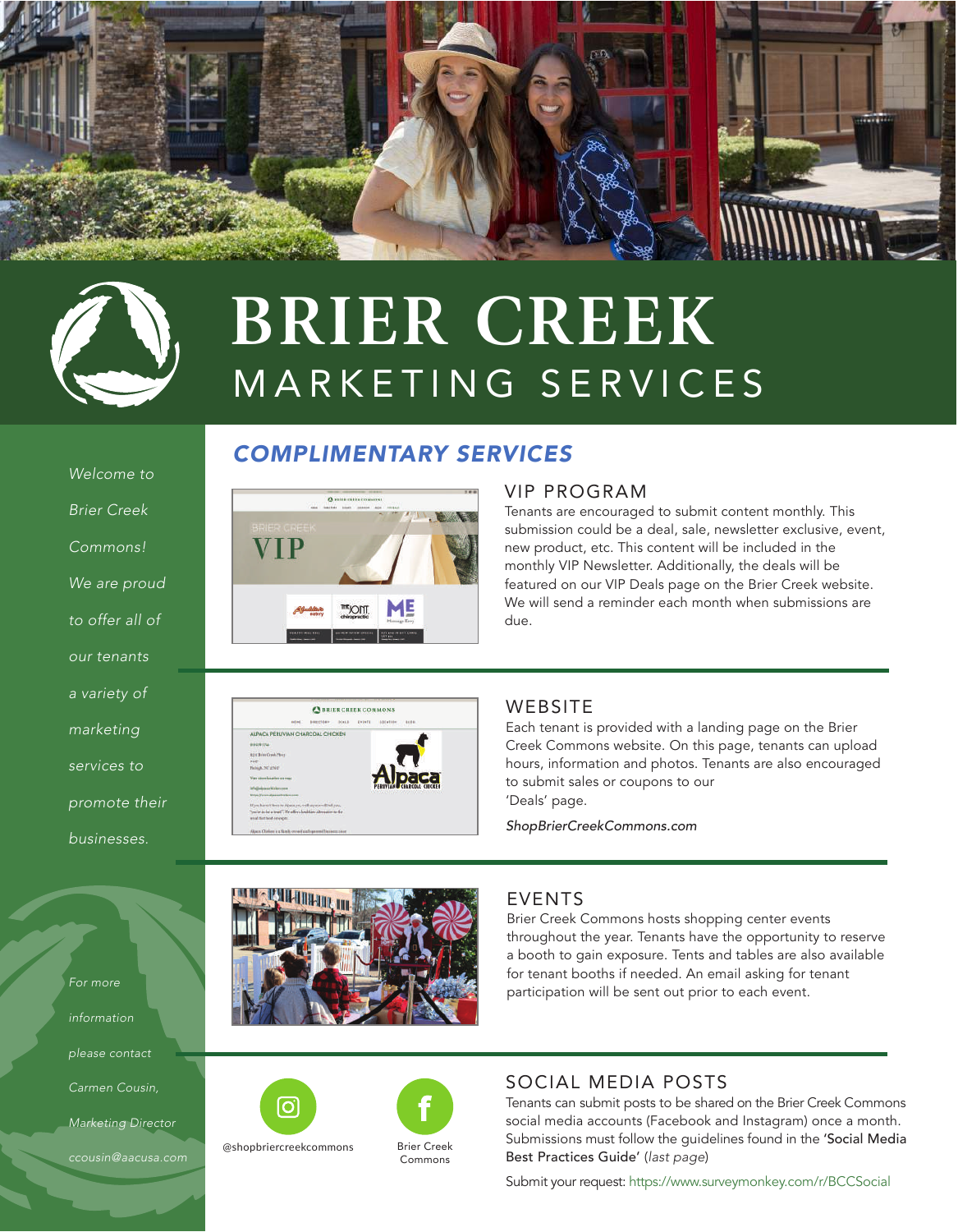# BRIER CREEK
## MARKETING SERVICES

*Welcome to Brier Creek Commons! We are proud to offer all of our tenants a variety of marketing services to promote their businesses.*

*For more information please contact Carmen Cousin, Marketing Director*
*ccousin@aacusa.com*

## COMPLIMENTARY SERVICES

### VIP PROGRAM

Tenants are encouraged to submit content monthly. This submission could be a deal, sale, newsletter exclusive, event, new product, etc. This content will be included in the monthly VIP Newsletter. Additionally, the deals will be featured on our VIP Deals page on the Brier Creek website. We will send a reminder each month when submissions are due.

### WEBSITE

Each tenant is provided with a landing page on the Brier Creek Commons website. On this page, tenants can upload hours, information and photos. Tenants are also encouraged to submit sales or coupons to our 'Deals' page.

*ShopBrierCreekCommons.com*

### EVENTS

Brier Creek Commons hosts shopping center events throughout the year. Tenants have the opportunity to reserve a booth to gain exposure. Tents and tables are also available for tenant booths if needed. An email asking for tenant participation will be sent out prior to each event.

### SOCIAL MEDIA POSTS

@shopbriercreekcommons

Brier Creek Commons

Tenants can submit posts to be shared on the Brier Creek Commons social media accounts (Facebook and Instagram) once a month. Submissions must follow the guidelines found in the 'Social Media Best Practices Guide' (*last page*)

Submit your request: https://www.surveymonkey.com/r/BCCSocial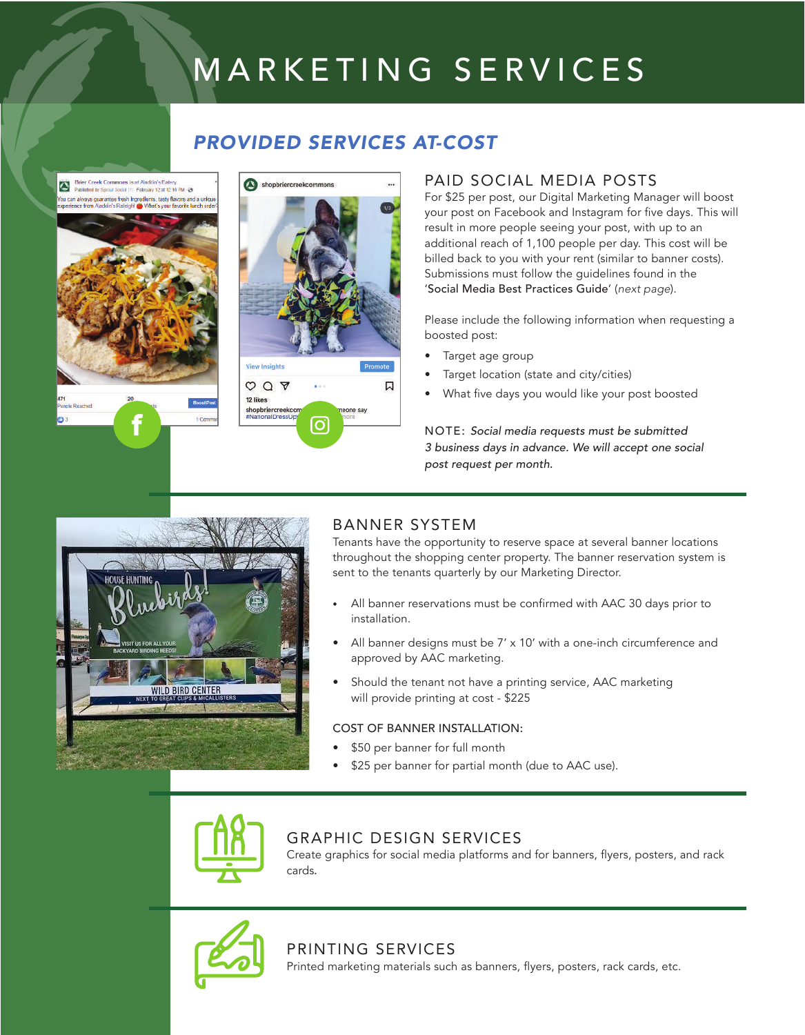# MARKETING SERVICES

## *PROVIDED SERVICES AT-COST*

### PAID SOCIAL MEDIA POSTS

For $25 per post, our Digital Marketing Manager will boost your post on Facebook and Instagram for five days. This will result in more people seeing your post, with up to an additional reach of 1,100 people per day. This cost will be billed back to you with your rent (similar to banner costs). Submissions must follow the guidelines found in the 'Social Media Best Practices Guide' (*next page*).

Please include the following information when requesting a boosted post:

- Target age group
- Target location (state and city/cities)
- What five days you would like your post boosted

NOTE: *Social media requests must be submitted 3 business days in advance. We will accept one social post request per month.*

### BANNER SYSTEM

Tenants have the opportunity to reserve space at several banner locations throughout the shopping center property. The banner reservation system is sent to the tenants quarterly by our Marketing Director.

- All banner reservations must be confirmed with AAC 30 days prior to installation.
- All banner designs must be 7' x 10' with a one-inch circumference and approved by AAC marketing.
- Should the tenant not have a printing service, AAC marketing will provide printing at cost - $225

COST OF BANNER INSTALLATION:

- $50 per banner for full month
- $25 per banner for partial month (due to AAC use).

### GRAPHIC DESIGN SERVICES

Create graphics for social media platforms and for banners, flyers, posters, and rack cards.

### PRINTING SERVICES

Printed marketing materials such as banners, flyers, posters, rack cards, etc.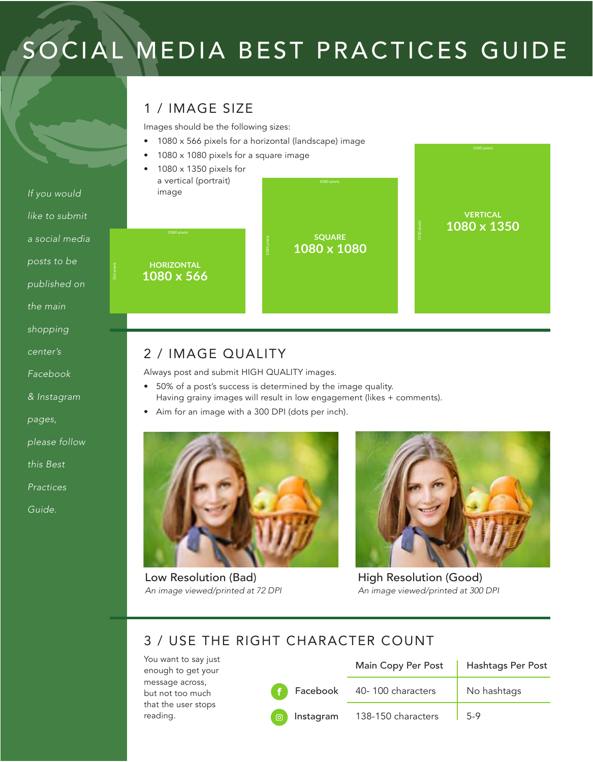# SOCIAL MEDIA BEST PRACTICES GUIDE

*If you would like to submit a social media posts to be published on the main shopping center's Facebook & Instagram pages, please follow this Best Practices Guide.*

## 1 / IMAGE SIZE

Images should be the following sizes:

- 1080 x 566 pixels for a horizontal (landscape) image
- 1080 x 1080 pixels for a square image
- 1080 x 1350 pixels for a vertical (portrait) image

1080 pixels
566 pixels
**HORIZONTAL**
**1080 x 566**

1080 pixels
1080 pixels
**SQUARE**
**1080 x 1080**

1080 pixels
1350 pixels
**VERTICAL**
**1080 x 1350**

## 2 / IMAGE QUALITY

Always post and submit HIGH QUALITY images.

- 50% of a post's success is determined by the image quality. Having grainy images will result in low engagement (likes + comments).
- Aim for an image with a 300 DPI (dots per inch).

Low Resolution (Bad)
*An image viewed/printed at 72 DPI*

High Resolution (Good)
*An image viewed/printed at 300 DPI*

## 3 / USE THE RIGHT CHARACTER COUNT

You want to say just enough to get your message across, but not too much that the user stops reading.

| | Main Copy Per Post | Hashtags Per Post |
|---|---|---|
| Facebook | 40- 100 characters | No hashtags |
| Instagram | 138-150 characters | 5-9 |